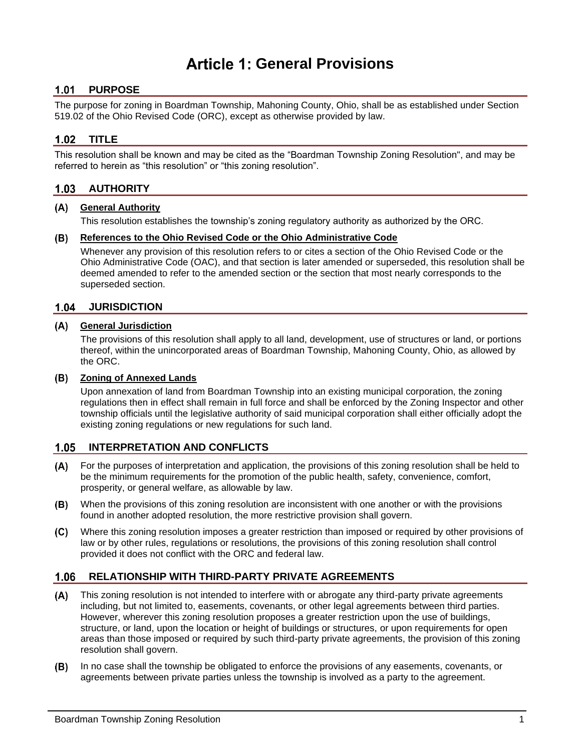# Article 1: General Provisions

## 1.01 PURPOSE

The purpose for zoning in Boardman Township, Mahoning County, Ohio, shall be as established under Section 519.02 of the Ohio Revised Code (ORC), except as otherwise provided by law.

## 1.02 TITLE

This resolution shall be known and may be cited as the "Boardman Township Zoning Resolution", and may be referred to herein as "this resolution" or "this zoning resolution".

## 1.03 AUTHORITY

### (A) General Authority

This resolution establishes the township's zoning regulatory authority as authorized by the ORC.

### (B) References to the Ohio Revised Code or the Ohio Administrative Code

Whenever any provision of this resolution refers to or cites a section of the Ohio Revised Code or the Ohio Administrative Code (OAC), and that section is later amended or superseded, this resolution shall be deemed amended to refer to the amended section or the section that most nearly corresponds to the superseded section.

## 1.04 JURISDICTION

### (A) General Jurisdiction

The provisions of this resolution shall apply to all land, development, use of structures or land, or portions thereof, within the unincorporated areas of Boardman Township, Mahoning County, Ohio, as allowed by the ORC.

### (B) Zoning of Annexed Lands

Upon annexation of land from Boardman Township into an existing municipal corporation, the zoning regulations then in effect shall remain in full force and shall be enforced by the Zoning Inspector and other township officials until the legislative authority of said municipal corporation shall either officially adopt the existing zoning regulations or new regulations for such land.

## 1.05 INTERPRETATION AND CONFLICTS

**(A)** For the purposes of interpretation and application, the provisions of this zoning resolution shall be held to be the minimum requirements for the promotion of the public health, safety, convenience, comfort, prosperity, or general welfare, as allowable by law.

**(B)** When the provisions of this zoning resolution are inconsistent with one another or with the provisions found in another adopted resolution, the more restrictive provision shall govern.

**(C)** Where this zoning resolution imposes a greater restriction than imposed or required by other provisions of law or by other rules, regulations or resolutions, the provisions of this zoning resolution shall control provided it does not conflict with the ORC and federal law.

## 1.06 RELATIONSHIP WITH THIRD-PARTY PRIVATE AGREEMENTS

**(A)** This zoning resolution is not intended to interfere with or abrogate any third-party private agreements including, but not limited to, easements, covenants, or other legal agreements between third parties. However, wherever this zoning resolution proposes a greater restriction upon the use of buildings, structure, or land, upon the location or height of buildings or structures, or upon requirements for open areas than those imposed or required by such third-party private agreements, the provision of this zoning resolution shall govern.

**(B)** In no case shall the township be obligated to enforce the provisions of any easements, covenants, or agreements between private parties unless the township is involved as a party to the agreement.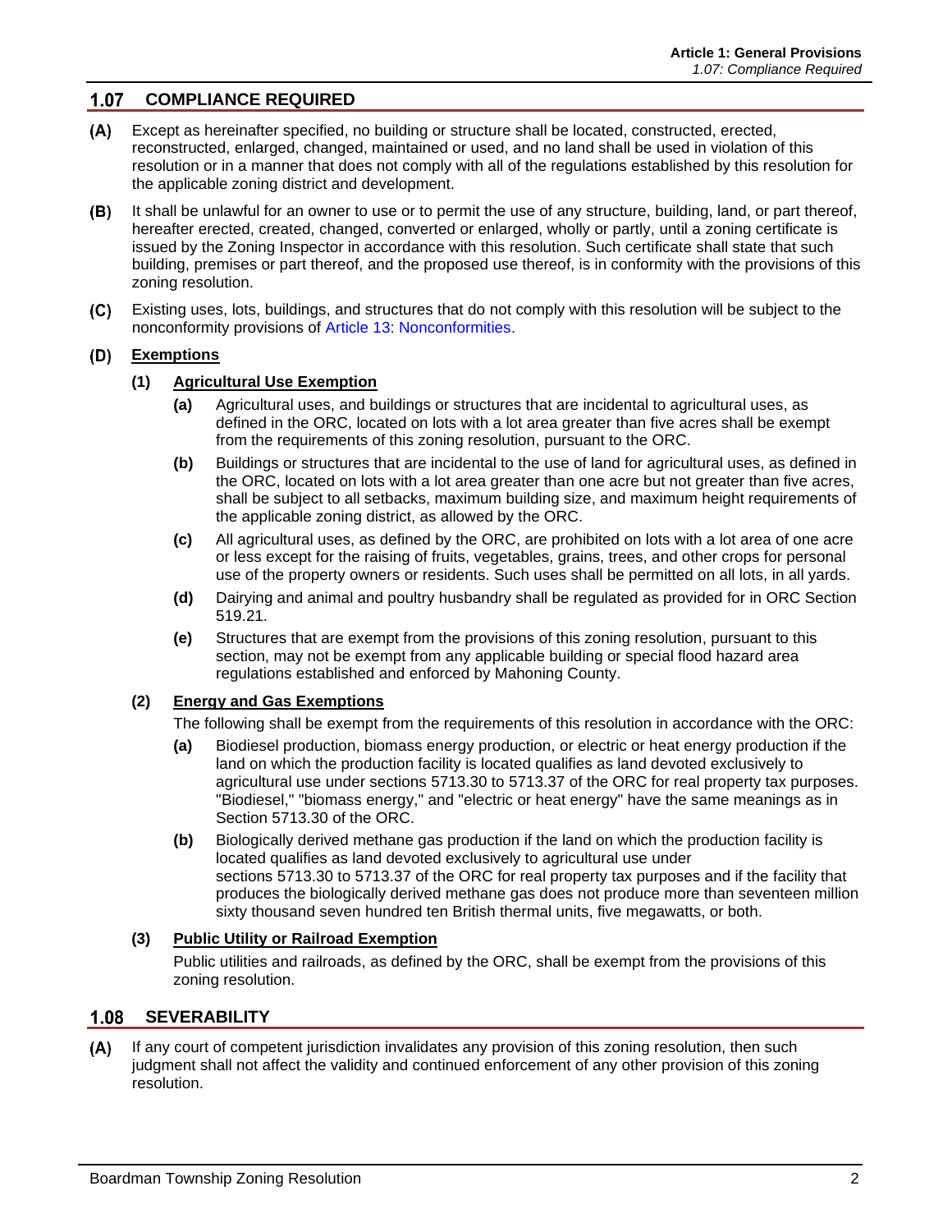## 1.07 COMPLIANCE REQUIRED

**(A)** Except as hereinafter specified, no building or structure shall be located, constructed, erected, reconstructed, enlarged, changed, maintained or used, and no land shall be used in violation of this resolution or in a manner that does not comply with all of the regulations established by this resolution for the applicable zoning district and development.

**(B)** It shall be unlawful for an owner to use or to permit the use of any structure, building, land, or part thereof, hereafter erected, created, changed, converted or enlarged, wholly or partly, until a zoning certificate is issued by the Zoning Inspector in accordance with this resolution. Such certificate shall state that such building, premises or part thereof, and the proposed use thereof, is in conformity with the provisions of this zoning resolution.

**(C)** Existing uses, lots, buildings, and structures that do not comply with this resolution will be subject to the nonconformity provisions of Article 13: Nonconformities.

**(D)** **Exemptions**

**(1)** **Agricultural Use Exemption**

- **(a)** Agricultural uses, and buildings or structures that are incidental to agricultural uses, as defined in the ORC, located on lots with a lot area greater than five acres shall be exempt from the requirements of this zoning resolution, pursuant to the ORC.
- **(b)** Buildings or structures that are incidental to the use of land for agricultural uses, as defined in the ORC, located on lots with a lot area greater than one acre but not greater than five acres, shall be subject to all setbacks, maximum building size, and maximum height requirements of the applicable zoning district, as allowed by the ORC.
- **(c)** All agricultural uses, as defined by the ORC, are prohibited on lots with a lot area of one acre or less except for the raising of fruits, vegetables, grains, trees, and other crops for personal use of the property owners or residents. Such uses shall be permitted on all lots, in all yards.
- **(d)** Dairying and animal and poultry husbandry shall be regulated as provided for in ORC Section 519.21.
- **(e)** Structures that are exempt from the provisions of this zoning resolution, pursuant to this section, may not be exempt from any applicable building or special flood hazard area regulations established and enforced by Mahoning County.

**(2)** **Energy and Gas Exemptions**

The following shall be exempt from the requirements of this resolution in accordance with the ORC:

- **(a)** Biodiesel production, biomass energy production, or electric or heat energy production if the land on which the production facility is located qualifies as land devoted exclusively to agricultural use under sections 5713.30 to 5713.37 of the ORC for real property tax purposes. "Biodiesel," "biomass energy," and "electric or heat energy" have the same meanings as in Section 5713.30 of the ORC.
- **(b)** Biologically derived methane gas production if the land on which the production facility is located qualifies as land devoted exclusively to agricultural use under sections 5713.30 to 5713.37 of the ORC for real property tax purposes and if the facility that produces the biologically derived methane gas does not produce more than seventeen million sixty thousand seven hundred ten British thermal units, five megawatts, or both.

**(3)** **Public Utility or Railroad Exemption**

Public utilities and railroads, as defined by the ORC, shall be exempt from the provisions of this zoning resolution.

## 1.08 SEVERABILITY

**(A)** If any court of competent jurisdiction invalidates any provision of this zoning resolution, then such judgment shall not affect the validity and continued enforcement of any other provision of this zoning resolution.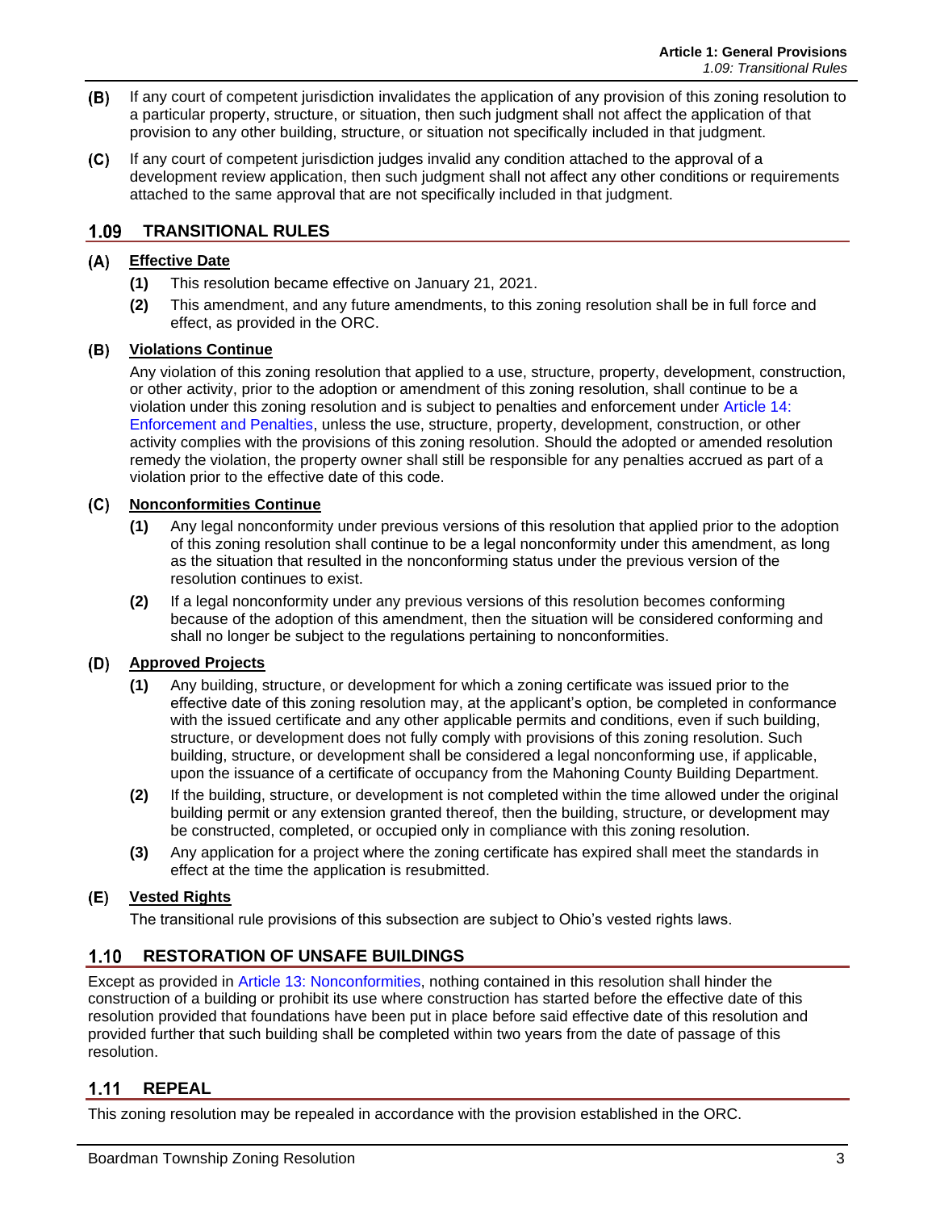**(B)** If any court of competent jurisdiction invalidates the application of any provision of this zoning resolution to a particular property, structure, or situation, then such judgment shall not affect the application of that provision to any other building, structure, or situation not specifically included in that judgment.

**(C)** If any court of competent jurisdiction judges invalid any condition attached to the approval of a development review application, then such judgment shall not affect any other conditions or requirements attached to the same approval that are not specifically included in that judgment.

## 1.09 TRANSITIONAL RULES

### (A) Effective Date

**(1)** This resolution became effective on January 21, 2021.

**(2)** This amendment, and any future amendments, to this zoning resolution shall be in full force and effect, as provided in the ORC.

### (B) Violations Continue

Any violation of this zoning resolution that applied to a use, structure, property, development, construction, or other activity, prior to the adoption or amendment of this zoning resolution, shall continue to be a violation under this zoning resolution and is subject to penalties and enforcement under Article 14: Enforcement and Penalties, unless the use, structure, property, development, construction, or other activity complies with the provisions of this zoning resolution. Should the adopted or amended resolution remedy the violation, the property owner shall still be responsible for any penalties accrued as part of a violation prior to the effective date of this code.

### (C) Nonconformities Continue

**(1)** Any legal nonconformity under previous versions of this resolution that applied prior to the adoption of this zoning resolution shall continue to be a legal nonconformity under this amendment, as long as the situation that resulted in the nonconforming status under the previous version of the resolution continues to exist.

**(2)** If a legal nonconformity under any previous versions of this resolution becomes conforming because of the adoption of this amendment, then the situation will be considered conforming and shall no longer be subject to the regulations pertaining to nonconformities.

### (D) Approved Projects

**(1)** Any building, structure, or development for which a zoning certificate was issued prior to the effective date of this zoning resolution may, at the applicant's option, be completed in conformance with the issued certificate and any other applicable permits and conditions, even if such building, structure, or development does not fully comply with provisions of this zoning resolution. Such building, structure, or development shall be considered a legal nonconforming use, if applicable, upon the issuance of a certificate of occupancy from the Mahoning County Building Department.

**(2)** If the building, structure, or development is not completed within the time allowed under the original building permit or any extension granted thereof, then the building, structure, or development may be constructed, completed, or occupied only in compliance with this zoning resolution.

**(3)** Any application for a project where the zoning certificate has expired shall meet the standards in effect at the time the application is resubmitted.

### (E) Vested Rights

The transitional rule provisions of this subsection are subject to Ohio's vested rights laws.

## 1.10 RESTORATION OF UNSAFE BUILDINGS

Except as provided in Article 13: Nonconformities, nothing contained in this resolution shall hinder the construction of a building or prohibit its use where construction has started before the effective date of this resolution provided that foundations have been put in place before said effective date of this resolution and provided further that such building shall be completed within two years from the date of passage of this resolution.

## 1.11 REPEAL

This zoning resolution may be repealed in accordance with the provision established in the ORC.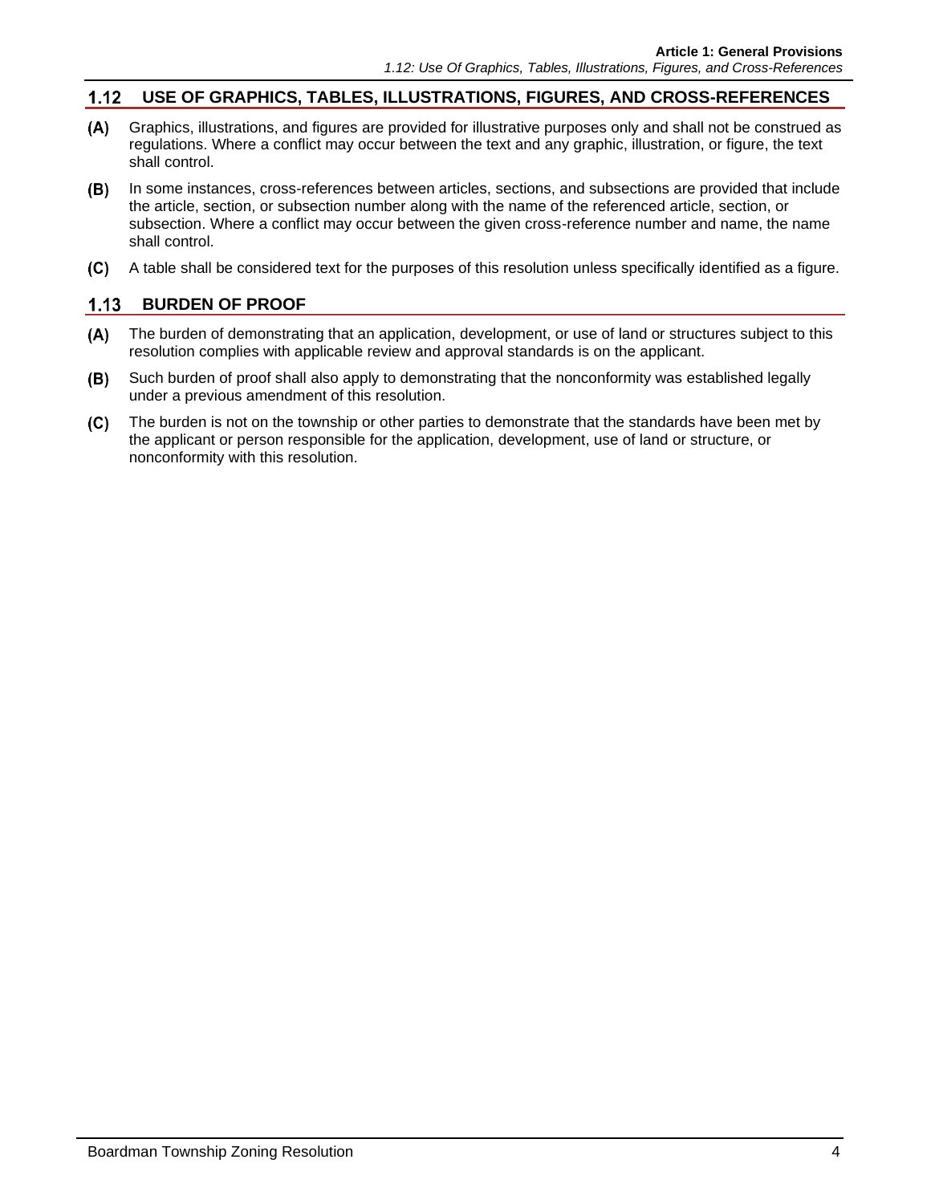## 1.12 USE OF GRAPHICS, TABLES, ILLUSTRATIONS, FIGURES, AND CROSS-REFERENCES

**(A)** Graphics, illustrations, and figures are provided for illustrative purposes only and shall not be construed as regulations. Where a conflict may occur between the text and any graphic, illustration, or figure, the text shall control.

**(B)** In some instances, cross-references between articles, sections, and subsections are provided that include the article, section, or subsection number along with the name of the referenced article, section, or subsection. Where a conflict may occur between the given cross-reference number and name, the name shall control.

**(C)** A table shall be considered text for the purposes of this resolution unless specifically identified as a figure.

## 1.13 BURDEN OF PROOF

**(A)** The burden of demonstrating that an application, development, or use of land or structures subject to this resolution complies with applicable review and approval standards is on the applicant.

**(B)** Such burden of proof shall also apply to demonstrating that the nonconformity was established legally under a previous amendment of this resolution.

**(C)** The burden is not on the township or other parties to demonstrate that the standards have been met by the applicant or person responsible for the application, development, use of land or structure, or nonconformity with this resolution.